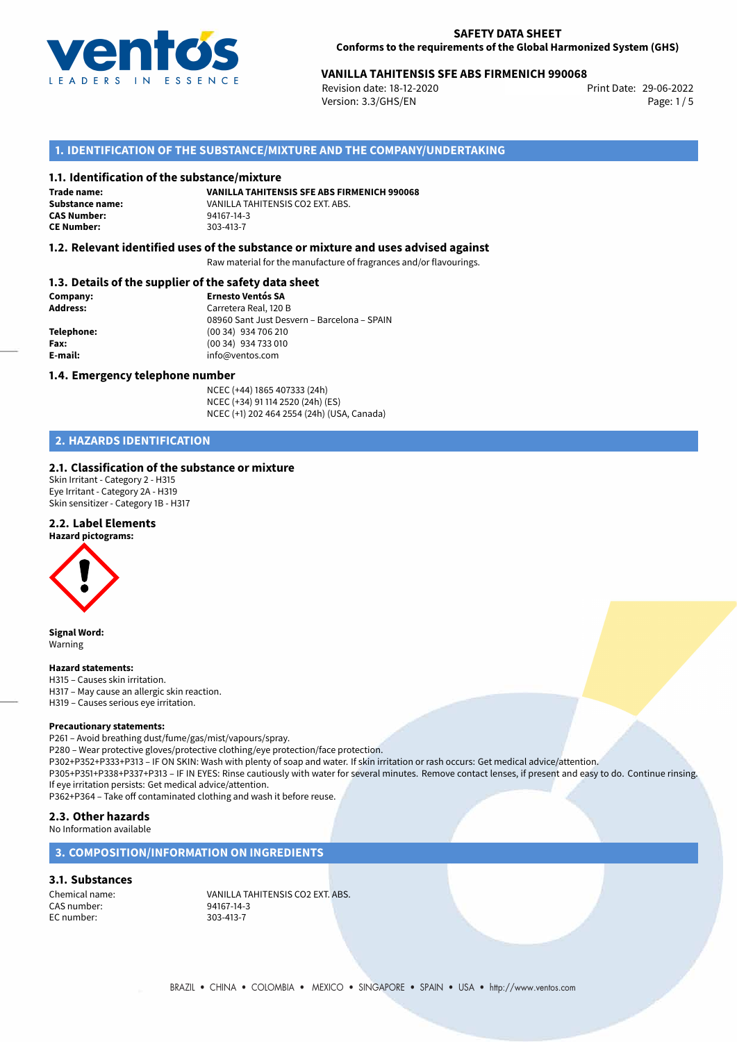# SAFETY DATA SHEET
**Conforms to the requirements of the Global Harmonized System (GHS)**

## VANILLA TAHITENSIS SFE ABS FIRMENICH 990068

Revision date: 18-12-2020
Version: 3.3/GHS/EN
Print Date: 29-06-2022

## 1. IDENTIFICATION OF THE SUBSTANCE/MIXTURE AND THE COMPANY/UNDERTAKING

### 1.1. Identification of the substance/mixture

**Trade name:** **VANILLA TAHITENSIS SFE ABS FIRMENICH 990068**
**Substance name:** VANILLA TAHITENSIS CO2 EXT. ABS.
**CAS Number:** 94167-14-3
**CE Number:** 303-413-7

### 1.2. Relevant identified uses of the substance or mixture and uses advised against

Raw material for the manufacture of fragrances and/or flavourings.

### 1.3. Details of the supplier of the safety data sheet

**Company:** **Ernesto Ventós SA**
**Address:** Carretera Real, 120 B
08960 Sant Just Desvern – Barcelona – SPAIN
**Telephone:** (00 34) 934 706 210
**Fax:** (00 34) 934 733 010
**E-mail:** info@ventos.com

### 1.4. Emergency telephone number

NCEC (+44) 1865 407333 (24h)
NCEC (+34) 91 114 2520 (24h) (ES)
NCEC (+1) 202 464 2554 (24h) (USA, Canada)

## 2. HAZARDS IDENTIFICATION

### 2.1. Classification of the substance or mixture

Skin Irritant - Category 2 - H315
Eye Irritant - Category 2A - H319
Skin sensitizer - Category 1B - H317

### 2.2. Label Elements

**Hazard pictograms:**

**Signal Word:**
Warning

**Hazard statements:**
H315 – Causes skin irritation.
H317 – May cause an allergic skin reaction.
H319 – Causes serious eye irritation.

**Precautionary statements:**
P261 – Avoid breathing dust/fume/gas/mist/vapours/spray.
P280 – Wear protective gloves/protective clothing/eye protection/face protection.
P302+P352+P333+P313 – IF ON SKIN: Wash with plenty of soap and water. If skin irritation or rash occurs: Get medical advice/attention.
P305+P351+P338+P337+P313 – IF IN EYES: Rinse cautiously with water for several minutes. Remove contact lenses, if present and easy to do. Continue rinsing. If eye irritation persists: Get medical advice/attention.
P362+P364 – Take off contaminated clothing and wash it before reuse.

### 2.3. Other hazards

No Information available

## 3. COMPOSITION/INFORMATION ON INGREDIENTS

### 3.1. Substances

Chemical name: VANILLA TAHITENSIS CO2 EXT. ABS.
CAS number: 94167-14-3
EC number: 303-413-7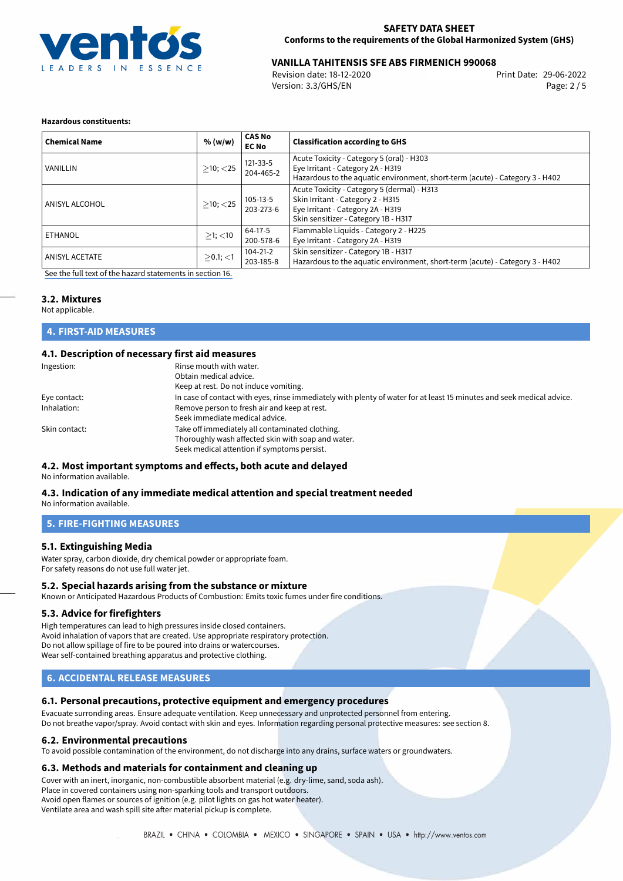**Hazardous constituents:**

| Chemical Name | % (w/w) | CAS No EC No | Classification according to GHS |
| --- | --- | --- | --- |
| VANILLIN | ≥10; <25 | 121-33-5 204-465-2 | Acute Toxicity - Category 5 (oral) - H303<br>Eye Irritant - Category 2A - H319<br>Hazardous to the aquatic environment, short-term (acute) - Category 3 - H402 |
| ANISYL ALCOHOL | ≥10; <25 | 105-13-5 203-273-6 | Acute Toxicity - Category 5 (dermal) - H313<br>Skin Irritant - Category 2 - H315<br>Eye Irritant - Category 2A - H319<br>Skin sensitizer - Category 1B - H317 |
| ETHANOL | ≥1; <10 | 64-17-5 200-578-6 | Flammable Liquids - Category 2 - H225<br>Eye Irritant - Category 2A - H319 |
| ANISYL ACETATE | ≥0.1; <1 | 104-21-2 203-185-8 | Skin sensitizer - Category 1B - H317<br>Hazardous to the aquatic environment, short-term (acute) - Category 3 - H402 |

See the full text of the hazard statements in section 16.

### 3.2. Mixtures

Not applicable.

## 4. FIRST-AID MEASURES

### 4.1. Description of necessary first aid measures

Ingestion: Rinse mouth with water.
Obtain medical advice.
Keep at rest. Do not induce vomiting.

Eye contact: In case of contact with eyes, rinse immediately with plenty of water for at least 15 minutes and seek medical advice.

Inhalation: Remove person to fresh air and keep at rest.
Seek immediate medical advice.

Skin contact: Take off immediately all contaminated clothing.
Thoroughly wash affected skin with soap and water.
Seek medical attention if symptoms persist.

### 4.2. Most important symptoms and effects, both acute and delayed

No information available.

### 4.3. Indication of any immediate medical attention and special treatment needed

No information available.

## 5. FIRE-FIGHTING MEASURES

### 5.1. Extinguishing Media

Water spray, carbon dioxide, dry chemical powder or appropriate foam.
For safety reasons do not use full water jet.

### 5.2. Special hazards arising from the substance or mixture

Known or Anticipated Hazardous Products of Combustion: Emits toxic fumes under fire conditions.

### 5.3. Advice for firefighters

High temperatures can lead to high pressures inside closed containers.
Avoid inhalation of vapors that are created. Use appropriate respiratory protection.
Do not allow spillage of fire to be poured into drains or watercourses.
Wear self-contained breathing apparatus and protective clothing.

## 6. ACCIDENTAL RELEASE MEASURES

### 6.1. Personal precautions, protective equipment and emergency procedures

Evacuate surronding areas. Ensure adequate ventilation. Keep unnecessary and unprotected personnel from entering.
Do not breathe vapor/spray. Avoid contact with skin and eyes. Information regarding personal protective measures: see section 8.

### 6.2. Environmental precautions

To avoid possible contamination of the environment, do not discharge into any drains, surface waters or groundwaters.

### 6.3. Methods and materials for containment and cleaning up

Cover with an inert, inorganic, non-combustible absorbent material (e.g. dry-lime, sand, soda ash).
Place in covered containers using non-sparking tools and transport outdoors.
Avoid open flames or sources of ignition (e.g. pilot lights on gas hot water heater).
Ventilate area and wash spill site after material pickup is complete.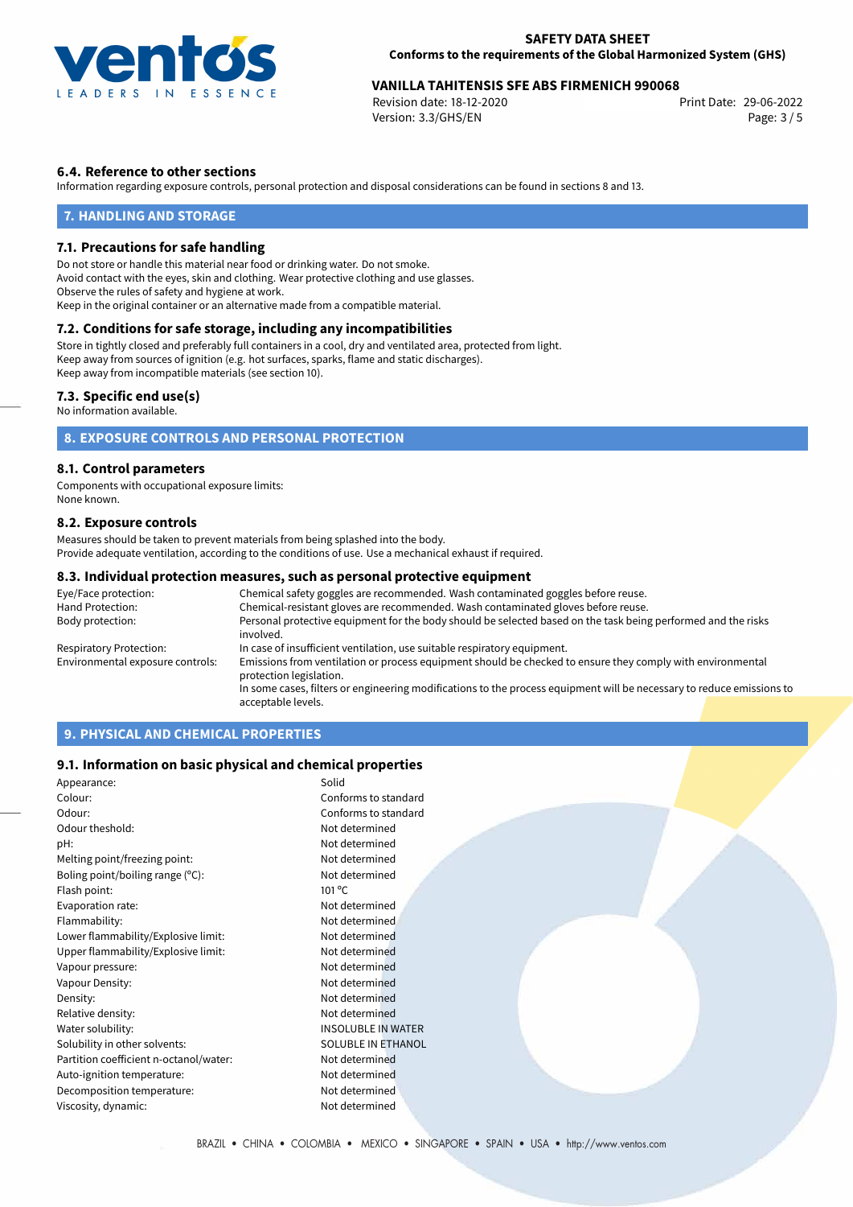### 6.4. Reference to other sections

Information regarding exposure controls, personal protection and disposal considerations can be found in sections 8 and 13.

## 7. HANDLING AND STORAGE

### 7.1. Precautions for safe handling

Do not store or handle this material near food or drinking water. Do not smoke.
Avoid contact with the eyes, skin and clothing. Wear protective clothing and use glasses.
Observe the rules of safety and hygiene at work.
Keep in the original container or an alternative made from a compatible material.

### 7.2. Conditions for safe storage, including any incompatibilities

Store in tightly closed and preferably full containers in a cool, dry and ventilated area, protected from light.
Keep away from sources of ignition (e.g. hot surfaces, sparks, flame and static discharges).
Keep away from incompatible materials (see section 10).

### 7.3. Specific end use(s)

No information available.

## 8. EXPOSURE CONTROLS AND PERSONAL PROTECTION

### 8.1. Control parameters

Components with occupational exposure limits:
None known.

### 8.2. Exposure controls

Measures should be taken to prevent materials from being splashed into the body.
Provide adequate ventilation, according to the conditions of use. Use a mechanical exhaust if required.

### 8.3. Individual protection measures, such as personal protective equipment

| | |
|---|---|
| Eye/Face protection: | Chemical safety goggles are recommended. Wash contaminated goggles before reuse. |
| Hand Protection: | Chemical-resistant gloves are recommended. Wash contaminated gloves before reuse. |
| Body protection: | Personal protective equipment for the body should be selected based on the task being performed and the risks involved. |
| Respiratory Protection: | In case of insufficient ventilation, use suitable respiratory equipment. |
| Environmental exposure controls: | Emissions from ventilation or process equipment should be checked to ensure they comply with environmental protection legislation. In some cases, filters or engineering modifications to the process equipment will be necessary to reduce emissions to acceptable levels. |

## 9. PHYSICAL AND CHEMICAL PROPERTIES

### 9.1. Information on basic physical and chemical properties

| | |
|---|---|
| Appearance: | Solid |
| Colour: | Conforms to standard |
| Odour: | Conforms to standard |
| Odour theshold: | Not determined |
| pH: | Not determined |
| Melting point/freezing point: | Not determined |
| Boling point/boiling range (°C): | Not determined |
| Flash point: | 101 °C |
| Evaporation rate: | Not determined |
| Flammability: | Not determined |
| Lower flammability/Explosive limit: | Not determined |
| Upper flammability/Explosive limit: | Not determined |
| Vapour pressure: | Not determined |
| Vapour Density: | Not determined |
| Density: | Not determined |
| Relative density: | Not determined |
| Water solubility: | INSOLUBLE IN WATER |
| Solubility in other solvents: | SOLUBLE IN ETHANOL |
| Partition coefficient n-octanol/water: | Not determined |
| Auto-ignition temperature: | Not determined |
| Decomposition temperature: | Not determined |
| Viscosity, dynamic: | Not determined |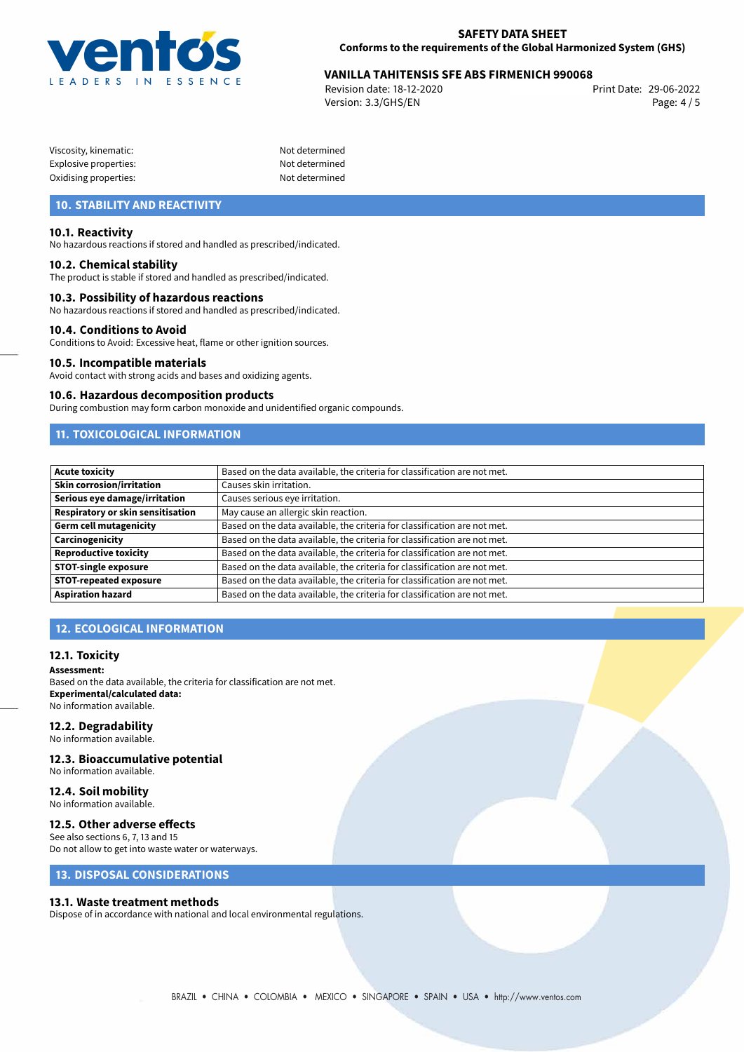Viscosity, kinematic: Not determined
Explosive properties: Not determined
Oxidising properties: Not determined

## 10. STABILITY AND REACTIVITY

### 10.1. Reactivity

No hazardous reactions if stored and handled as prescribed/indicated.

### 10.2. Chemical stability

The product is stable if stored and handled as prescribed/indicated.

### 10.3. Possibility of hazardous reactions

No hazardous reactions if stored and handled as prescribed/indicated.

### 10.4. Conditions to Avoid

Conditions to Avoid: Excessive heat, flame or other ignition sources.

### 10.5. Incompatible materials

Avoid contact with strong acids and bases and oxidizing agents.

### 10.6. Hazardous decomposition products

During combustion may form carbon monoxide and unidentified organic compounds.

## 11. TOXICOLOGICAL INFORMATION

| | |
|---|---|
| **Acute toxicity** | Based on the data available, the criteria for classification are not met. |
| **Skin corrosion/irritation** | Causes skin irritation. |
| **Serious eye damage/irritation** | Causes serious eye irritation. |
| **Respiratory or skin sensitisation** | May cause an allergic skin reaction. |
| **Germ cell mutagenicity** | Based on the data available, the criteria for classification are not met. |
| **Carcinogenicity** | Based on the data available, the criteria for classification are not met. |
| **Reproductive toxicity** | Based on the data available, the criteria for classification are not met. |
| **STOT-single exposure** | Based on the data available, the criteria for classification are not met. |
| **STOT-repeated exposure** | Based on the data available, the criteria for classification are not met. |
| **Aspiration hazard** | Based on the data available, the criteria for classification are not met. |

## 12. ECOLOGICAL INFORMATION

### 12.1. Toxicity

**Assessment:**
Based on the data available, the criteria for classification are not met.
**Experimental/calculated data:**
No information available.

### 12.2. Degradability

No information available.

### 12.3. Bioaccumulative potential

No information available.

### 12.4. Soil mobility

No information available.

### 12.5. Other adverse effects

See also sections 6, 7, 13 and 15
Do not allow to get into waste water or waterways.

## 13. DISPOSAL CONSIDERATIONS

### 13.1. Waste treatment methods

Dispose of in accordance with national and local environmental regulations.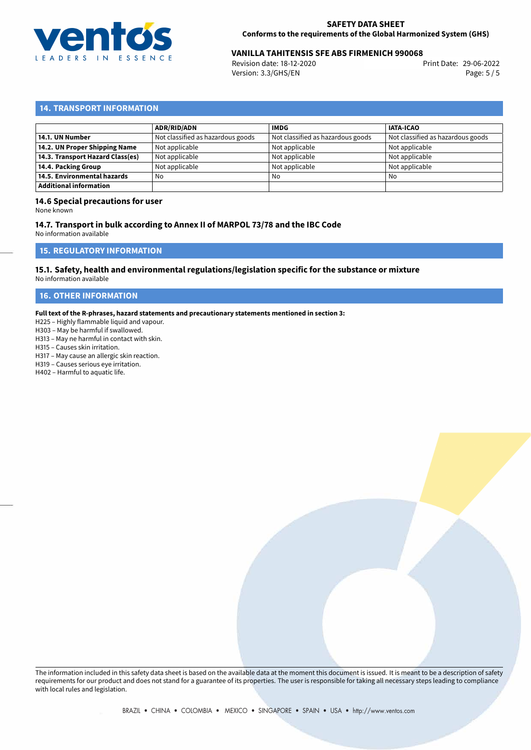## 14. TRANSPORT INFORMATION

| | ADR/RID/ADN | IMDG | IATA-ICAO |
|---|---|---|---|
| **14.1. UN Number** | Not classified as hazardous goods | Not classified as hazardous goods | Not classified as hazardous goods |
| **14.2. UN Proper Shipping Name** | Not applicable | Not applicable | Not applicable |
| **14.3. Transport Hazard Class(es)** | Not applicable | Not applicable | Not applicable |
| **14.4. Packing Group** | Not applicable | Not applicable | Not applicable |
| **14.5. Environmental hazards** | No | No | No |
| **Additional information** | | | |

### 14.6 Special precautions for user

None known

### 14.7. Transport in bulk according to Annex II of MARPOL 73/78 and the IBC Code

No information available

## 15. REGULATORY INFORMATION

### 15.1. Safety, health and environmental regulations/legislation specific for the substance or mixture

No information available

## 16. OTHER INFORMATION

**Full text of the R-phrases, hazard statements and precautionary statements mentioned in section 3:**

H225 – Highly flammable liquid and vapour.
H303 – May be harmful if swallowed.
H313 – May ne harmful in contact with skin.
H315 – Causes skin irritation.
H317 – May cause an allergic skin reaction.
H319 – Causes serious eye irritation.
H402 – Harmful to aquatic life.

The information included in this safety data sheet is based on the available data at the moment this document is issued. It is meant to be a description of safety requirements for our product and does not stand for a guarantee of its properties. The user is responsible for taking all necessary steps leading to compliance with local rules and legislation.